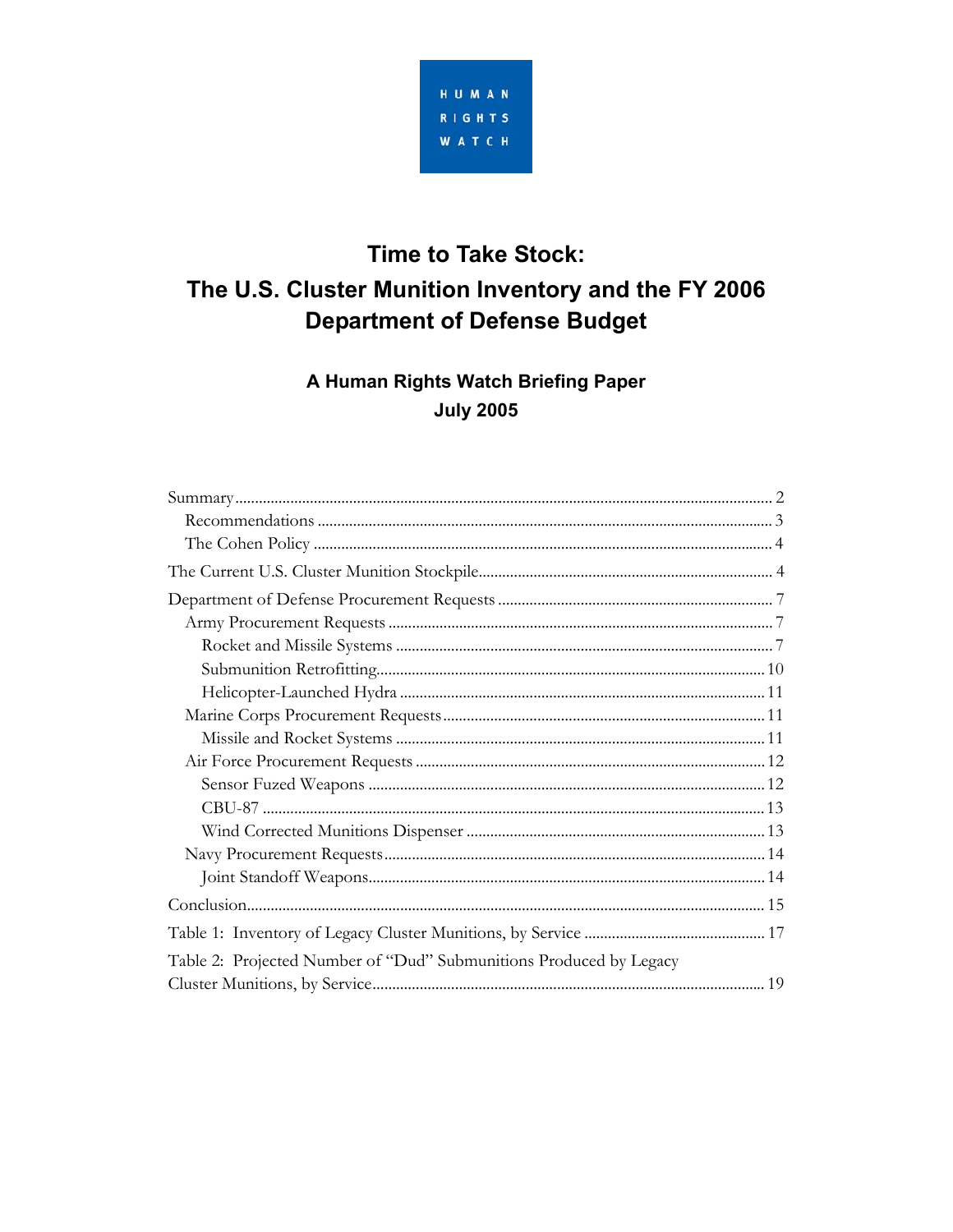HUMAN RIGHTS WATCH

# Time to Take Stock: The U.S. Cluster Munition Inventory and the FY 2006 Department of Defense Budget

## A Human Rights Watch Briefing Paper
## July 2005

Summary ..... 2
- Recommendations ..... 3
- The Cohen Policy ..... 4

The Current U.S. Cluster Munition Stockpile ..... 4

Department of Defense Procurement Requests ..... 7
- Army Procurement Requests ..... 7
  - Rocket and Missile Systems ..... 7
  - Submunition Retrofitting ..... 10
  - Helicopter-Launched Hydra ..... 11
- Marine Corps Procurement Requests ..... 11
  - Missile and Rocket Systems ..... 11
- Air Force Procurement Requests ..... 12
  - Sensor Fuzed Weapons ..... 12
  - CBU-87 ..... 13
  - Wind Corrected Munitions Dispenser ..... 13
- Navy Procurement Requests ..... 14
  - Joint Standoff Weapons ..... 14

Conclusion ..... 15

Table 1: Inventory of Legacy Cluster Munitions, by Service ..... 17

Table 2: Projected Number of "Dud" Submunitions Produced by Legacy Cluster Munitions, by Service ..... 19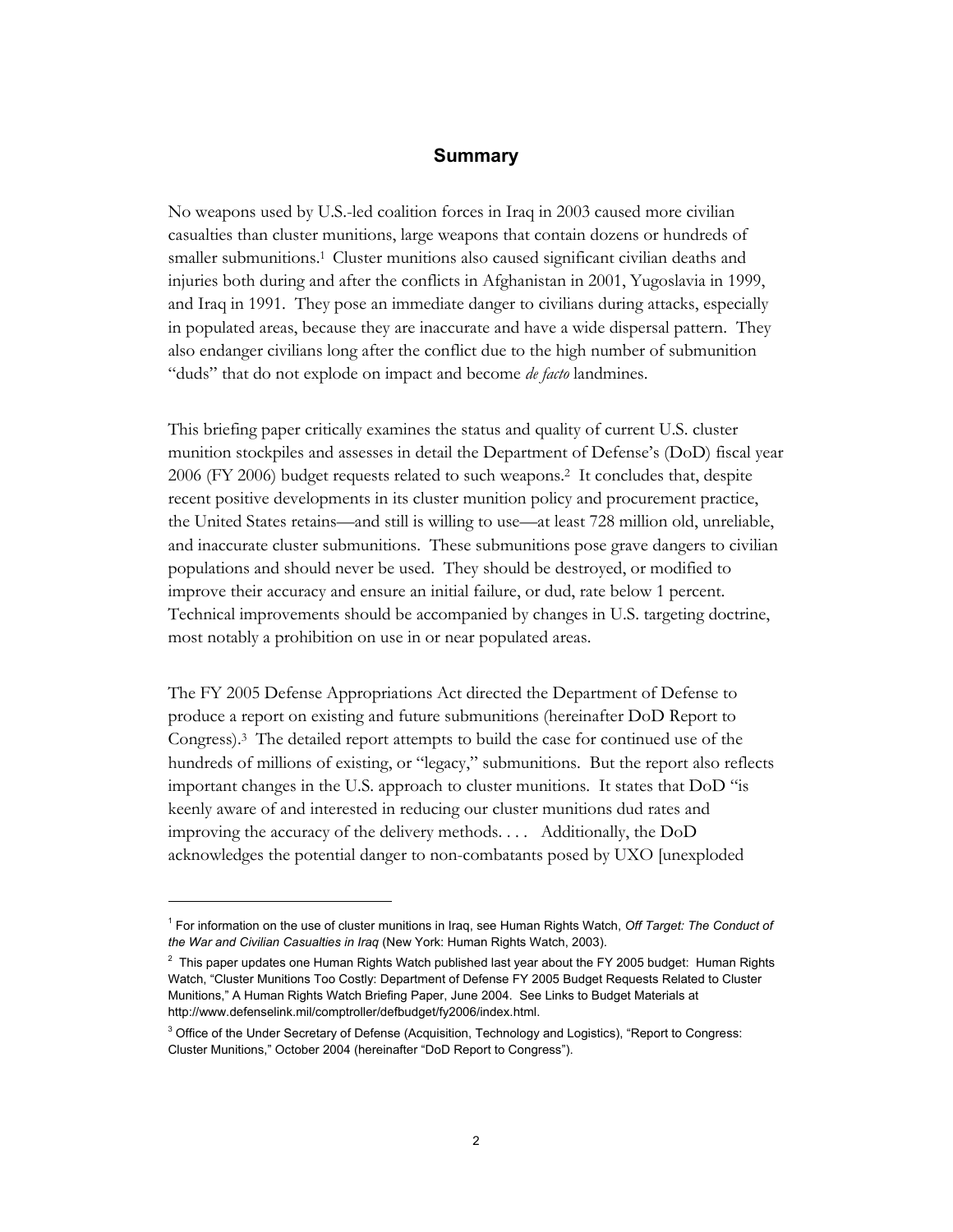## Summary

No weapons used by U.S.-led coalition forces in Iraq in 2003 caused more civilian casualties than cluster munitions, large weapons that contain dozens or hundreds of smaller submunitions.[1] Cluster munitions also caused significant civilian deaths and injuries both during and after the conflicts in Afghanistan in 2001, Yugoslavia in 1999, and Iraq in 1991. They pose an immediate danger to civilians during attacks, especially in populated areas, because they are inaccurate and have a wide dispersal pattern. They also endanger civilians long after the conflict due to the high number of submunition "duds" that do not explode on impact and become *de facto* landmines.

This briefing paper critically examines the status and quality of current U.S. cluster munition stockpiles and assesses in detail the Department of Defense's (DoD) fiscal year 2006 (FY 2006) budget requests related to such weapons.[2] It concludes that, despite recent positive developments in its cluster munition policy and procurement practice, the United States retains—and still is willing to use—at least 728 million old, unreliable, and inaccurate cluster submunitions. These submunitions pose grave dangers to civilian populations and should never be used. They should be destroyed, or modified to improve their accuracy and ensure an initial failure, or dud, rate below 1 percent. Technical improvements should be accompanied by changes in U.S. targeting doctrine, most notably a prohibition on use in or near populated areas.

The FY 2005 Defense Appropriations Act directed the Department of Defense to produce a report on existing and future submunitions (hereinafter DoD Report to Congress).[3] The detailed report attempts to build the case for continued use of the hundreds of millions of existing, or "legacy," submunitions. But the report also reflects important changes in the U.S. approach to cluster munitions. It states that DoD "is keenly aware of and interested in reducing our cluster munitions dud rates and improving the accuracy of the delivery methods. . . . Additionally, the DoD acknowledges the potential danger to non-combatants posed by UXO [unexploded

---

[1] For information on the use of cluster munitions in Iraq, see Human Rights Watch, *Off Target: The Conduct of the War and Civilian Casualties in Iraq* (New York: Human Rights Watch, 2003).

[2] This paper updates one Human Rights Watch published last year about the FY 2005 budget: Human Rights Watch, "Cluster Munitions Too Costly: Department of Defense FY 2005 Budget Requests Related to Cluster Munitions," A Human Rights Watch Briefing Paper, June 2004. See Links to Budget Materials at http://www.defenselink.mil/comptroller/defbudget/fy2006/index.html.

[3] Office of the Under Secretary of Defense (Acquisition, Technology and Logistics), "Report to Congress: Cluster Munitions," October 2004 (hereinafter "DoD Report to Congress").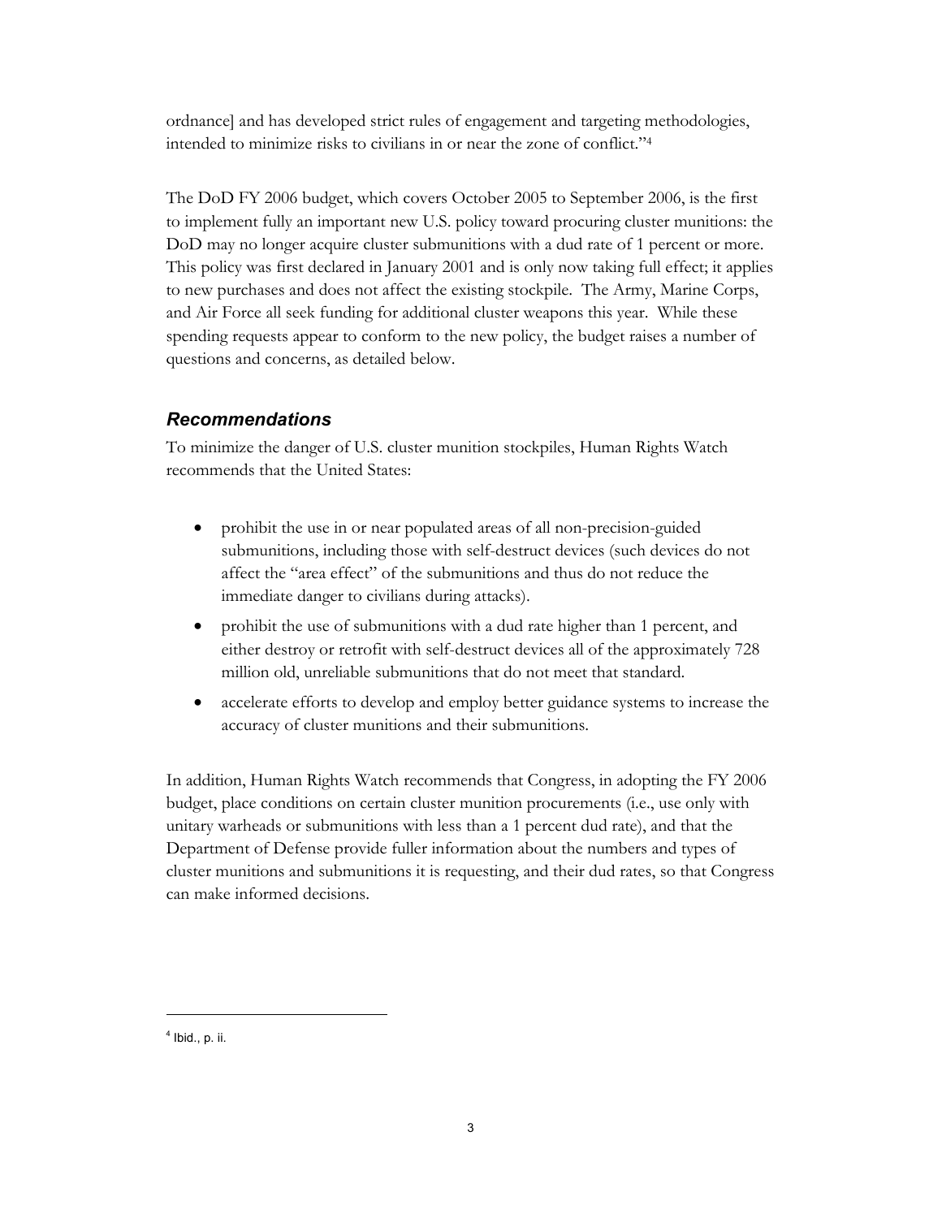ordnance] and has developed strict rules of engagement and targeting methodologies, intended to minimize risks to civilians in or near the zone of conflict."[4]

The DoD FY 2006 budget, which covers October 2005 to September 2006, is the first to implement fully an important new U.S. policy toward procuring cluster munitions: the DoD may no longer acquire cluster submunitions with a dud rate of 1 percent or more. This policy was first declared in January 2001 and is only now taking full effect; it applies to new purchases and does not affect the existing stockpile. The Army, Marine Corps, and Air Force all seek funding for additional cluster weapons this year. While these spending requests appear to conform to the new policy, the budget raises a number of questions and concerns, as detailed below.

### *Recommendations*

To minimize the danger of U.S. cluster munition stockpiles, Human Rights Watch recommends that the United States:

- prohibit the use in or near populated areas of all non-precision-guided submunitions, including those with self-destruct devices (such devices do not affect the "area effect" of the submunitions and thus do not reduce the immediate danger to civilians during attacks).
- prohibit the use of submunitions with a dud rate higher than 1 percent, and either destroy or retrofit with self-destruct devices all of the approximately 728 million old, unreliable submunitions that do not meet that standard.
- accelerate efforts to develop and employ better guidance systems to increase the accuracy of cluster munitions and their submunitions.

In addition, Human Rights Watch recommends that Congress, in adopting the FY 2006 budget, place conditions on certain cluster munition procurements (i.e., use only with unitary warheads or submunitions with less than a 1 percent dud rate), and that the Department of Defense provide fuller information about the numbers and types of cluster munitions and submunitions it is requesting, and their dud rates, so that Congress can make informed decisions.

---

[4] Ibid., p. ii.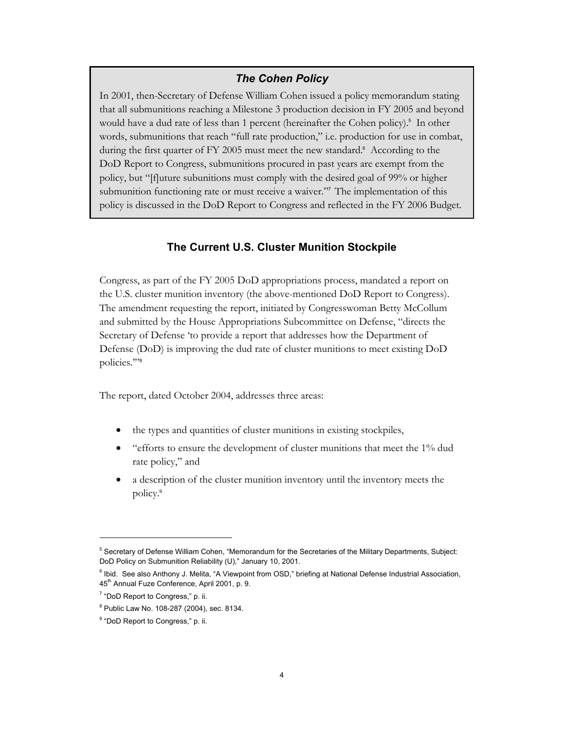### *The Cohen Policy*

In 2001, then-Secretary of Defense William Cohen issued a policy memorandum stating that all submunitions reaching a Milestone 3 production decision in FY 2005 and beyond would have a dud rate of less than 1 percent (hereinafter the Cohen policy).[5] In other words, submunitions that reach "full rate production," i.e. production for use in combat, during the first quarter of FY 2005 must meet the new standard.[6] According to the DoD Report to Congress, submunitions procured in past years are exempt from the policy, but "[f]uture subunitions must comply with the desired goal of 99% or higher submunition functioning rate or must receive a waiver."[7] The implementation of this policy is discussed in the DoD Report to Congress and reflected in the FY 2006 Budget.

## The Current U.S. Cluster Munition Stockpile

Congress, as part of the FY 2005 DoD appropriations process, mandated a report on the U.S. cluster munition inventory (the above-mentioned DoD Report to Congress). The amendment requesting the report, initiated by Congresswoman Betty McCollum and submitted by the House Appropriations Subcommittee on Defense, "directs the Secretary of Defense 'to provide a report that addresses how the Department of Defense (DoD) is improving the dud rate of cluster munitions to meet existing DoD policies.'"[8]

The report, dated October 2004, addresses three areas:

- the types and quantities of cluster munitions in existing stockpiles,
- "efforts to ensure the development of cluster munitions that meet the 1% dud rate policy," and
- a description of the cluster munition inventory until the inventory meets the policy.[9]

---

[5] Secretary of Defense William Cohen, "Memorandum for the Secretaries of the Military Departments, Subject: DoD Policy on Submunition Reliability (U)," January 10, 2001.

[6] Ibid. See also Anthony J. Melita, "A Viewpoint from OSD," briefing at National Defense Industrial Association, 45th Annual Fuze Conference, April 2001, p. 9.

[7] "DoD Report to Congress," p. ii.

[8] Public Law No. 108-287 (2004), sec. 8134.

[9] "DoD Report to Congress," p. ii.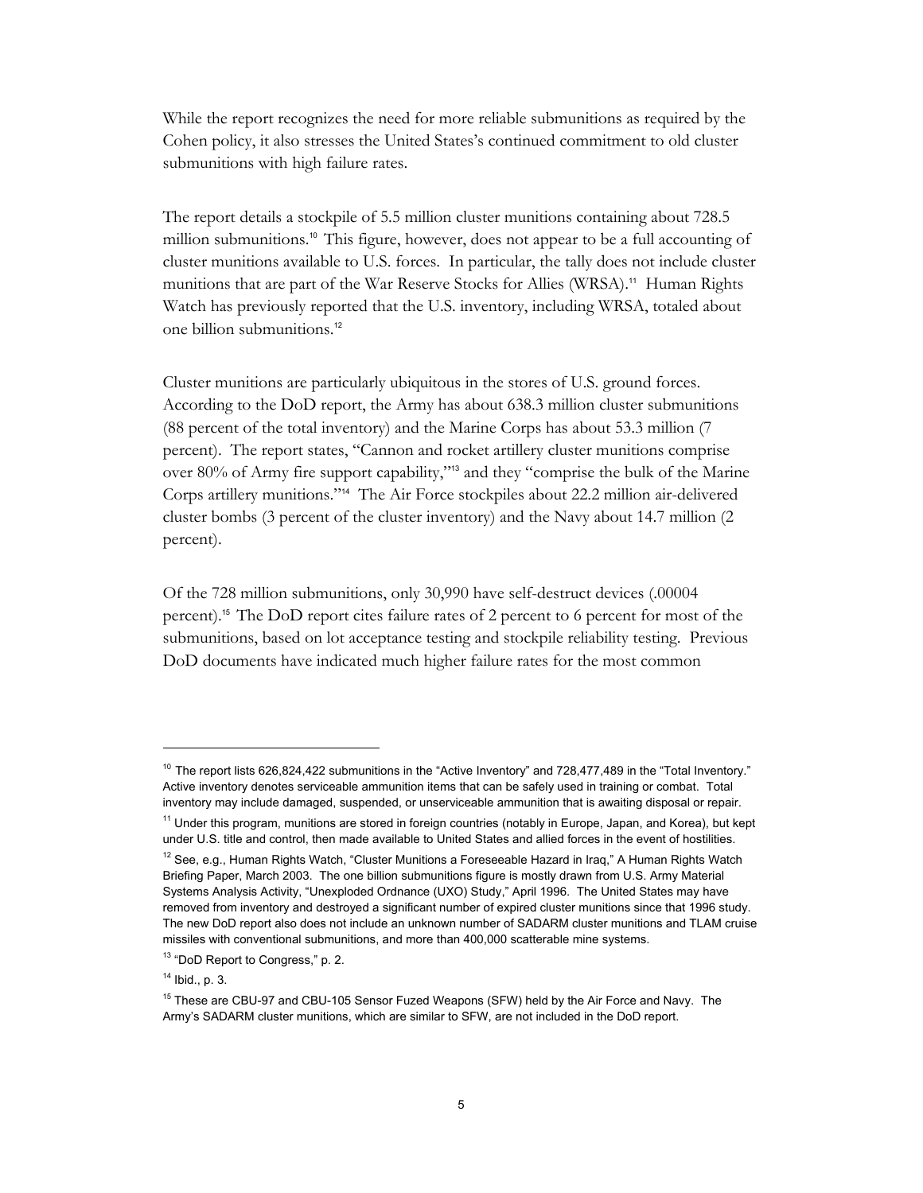While the report recognizes the need for more reliable submunitions as required by the Cohen policy, it also stresses the United States's continued commitment to old cluster submunitions with high failure rates.

The report details a stockpile of 5.5 million cluster munitions containing about 728.5 million submunitions.[10] This figure, however, does not appear to be a full accounting of cluster munitions available to U.S. forces. In particular, the tally does not include cluster munitions that are part of the War Reserve Stocks for Allies (WRSA).[11] Human Rights Watch has previously reported that the U.S. inventory, including WRSA, totaled about one billion submunitions.[12]

Cluster munitions are particularly ubiquitous in the stores of U.S. ground forces. According to the DoD report, the Army has about 638.3 million cluster submunitions (88 percent of the total inventory) and the Marine Corps has about 53.3 million (7 percent). The report states, "Cannon and rocket artillery cluster munitions comprise over 80% of Army fire support capability,"[13] and they "comprise the bulk of the Marine Corps artillery munitions."[14] The Air Force stockpiles about 22.2 million air-delivered cluster bombs (3 percent of the cluster inventory) and the Navy about 14.7 million (2 percent).

Of the 728 million submunitions, only 30,990 have self-destruct devices (.00004 percent).[15] The DoD report cites failure rates of 2 percent to 6 percent for most of the submunitions, based on lot acceptance testing and stockpile reliability testing. Previous DoD documents have indicated much higher failure rates for the most common

---

[10] The report lists 626,824,422 submunitions in the "Active Inventory" and 728,477,489 in the "Total Inventory." Active inventory denotes serviceable ammunition items that can be safely used in training or combat. Total inventory may include damaged, suspended, or unserviceable ammunition that is awaiting disposal or repair.

[11] Under this program, munitions are stored in foreign countries (notably in Europe, Japan, and Korea), but kept under U.S. title and control, then made available to United States and allied forces in the event of hostilities.

[12] See, e.g., Human Rights Watch, "Cluster Munitions a Foreseeable Hazard in Iraq," A Human Rights Watch Briefing Paper, March 2003. The one billion submunitions figure is mostly drawn from U.S. Army Material Systems Analysis Activity, "Unexploded Ordnance (UXO) Study," April 1996. The United States may have removed from inventory and destroyed a significant number of expired cluster munitions since that 1996 study. The new DoD report also does not include an unknown number of SADARM cluster munitions and TLAM cruise missiles with conventional submunitions, and more than 400,000 scatterable mine systems.

[13] "DoD Report to Congress," p. 2.

[14] Ibid., p. 3.

[15] These are CBU-97 and CBU-105 Sensor Fuzed Weapons (SFW) held by the Air Force and Navy. The Army's SADARM cluster munitions, which are similar to SFW, are not included in the DoD report.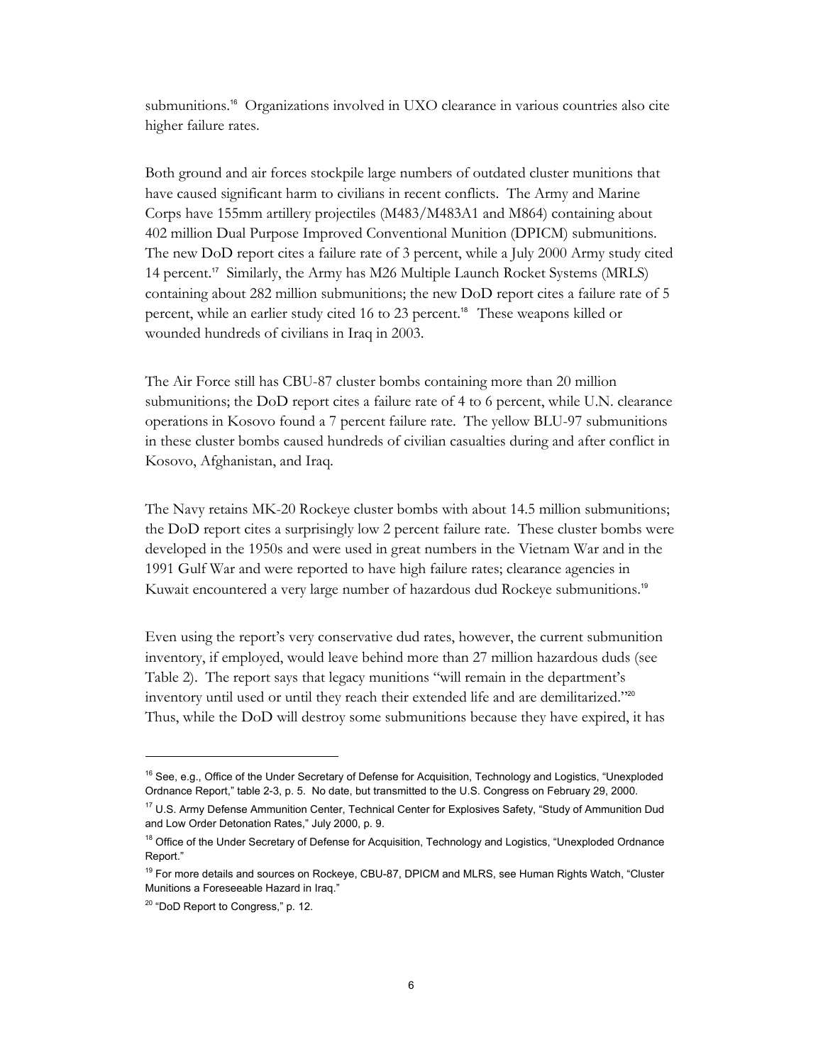submunitions.[16] Organizations involved in UXO clearance in various countries also cite higher failure rates.

Both ground and air forces stockpile large numbers of outdated cluster munitions that have caused significant harm to civilians in recent conflicts. The Army and Marine Corps have 155mm artillery projectiles (M483/M483A1 and M864) containing about 402 million Dual Purpose Improved Conventional Munition (DPICM) submunitions. The new DoD report cites a failure rate of 3 percent, while a July 2000 Army study cited 14 percent.[17] Similarly, the Army has M26 Multiple Launch Rocket Systems (MRLS) containing about 282 million submunitions; the new DoD report cites a failure rate of 5 percent, while an earlier study cited 16 to 23 percent.[18] These weapons killed or wounded hundreds of civilians in Iraq in 2003.

The Air Force still has CBU-87 cluster bombs containing more than 20 million submunitions; the DoD report cites a failure rate of 4 to 6 percent, while U.N. clearance operations in Kosovo found a 7 percent failure rate. The yellow BLU-97 submunitions in these cluster bombs caused hundreds of civilian casualties during and after conflict in Kosovo, Afghanistan, and Iraq.

The Navy retains MK-20 Rockeye cluster bombs with about 14.5 million submunitions; the DoD report cites a surprisingly low 2 percent failure rate. These cluster bombs were developed in the 1950s and were used in great numbers in the Vietnam War and in the 1991 Gulf War and were reported to have high failure rates; clearance agencies in Kuwait encountered a very large number of hazardous dud Rockeye submunitions.[19]

Even using the report's very conservative dud rates, however, the current submunition inventory, if employed, would leave behind more than 27 million hazardous duds (see Table 2). The report says that legacy munitions "will remain in the department's inventory until used or until they reach their extended life and are demilitarized."[20] Thus, while the DoD will destroy some submunitions because they have expired, it has

---

[16] See, e.g., Office of the Under Secretary of Defense for Acquisition, Technology and Logistics, "Unexploded Ordnance Report," table 2-3, p. 5. No date, but transmitted to the U.S. Congress on February 29, 2000.

[17] U.S. Army Defense Ammunition Center, Technical Center for Explosives Safety, "Study of Ammunition Dud and Low Order Detonation Rates," July 2000, p. 9.

[18] Office of the Under Secretary of Defense for Acquisition, Technology and Logistics, "Unexploded Ordnance Report."

[19] For more details and sources on Rockeye, CBU-87, DPICM and MLRS, see Human Rights Watch, "Cluster Munitions a Foreseeable Hazard in Iraq."

[20] "DoD Report to Congress," p. 12.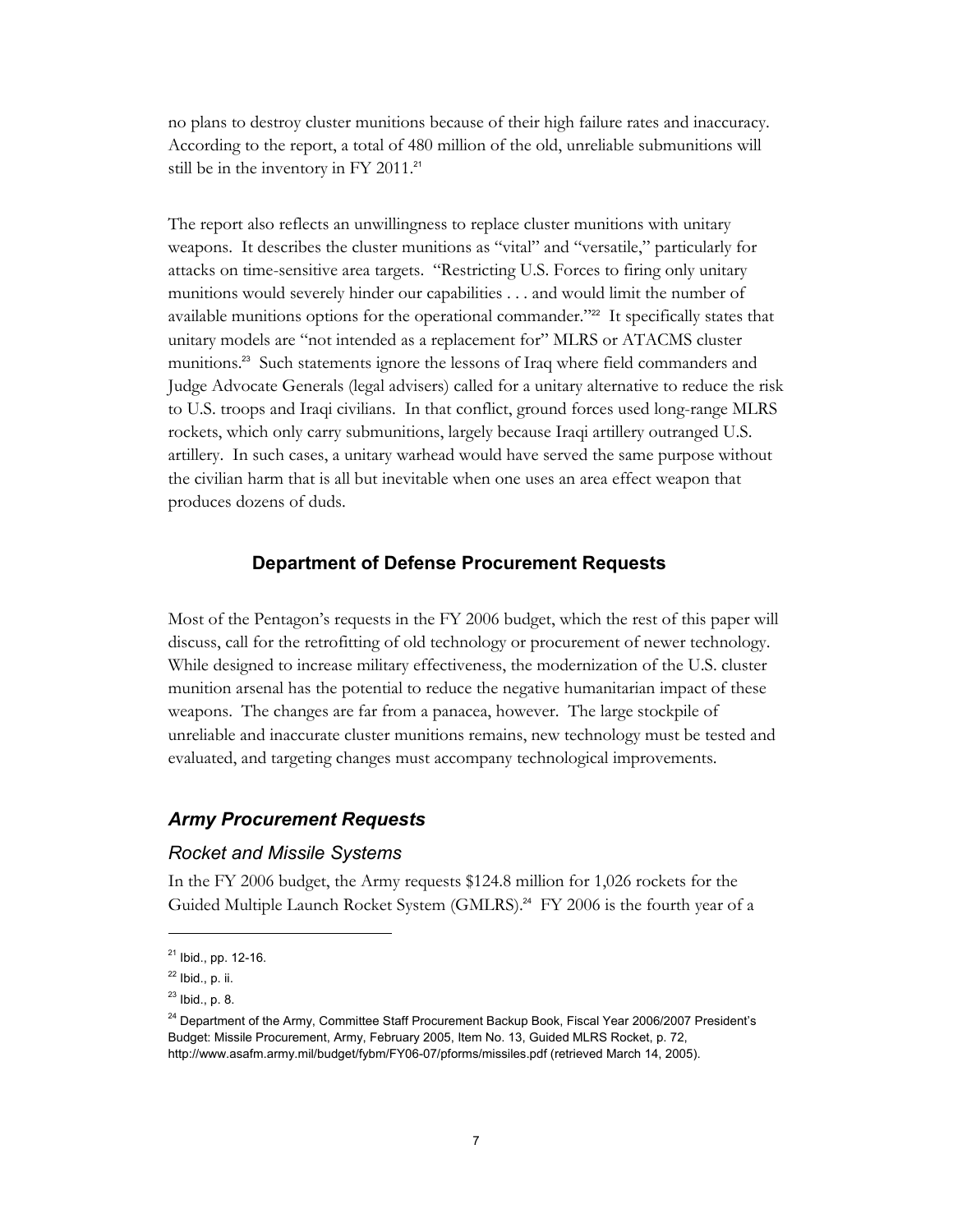no plans to destroy cluster munitions because of their high failure rates and inaccuracy. According to the report, a total of 480 million of the old, unreliable submunitions will still be in the inventory in FY 2011.[21]

The report also reflects an unwillingness to replace cluster munitions with unitary weapons. It describes the cluster munitions as "vital" and "versatile," particularly for attacks on time-sensitive area targets. "Restricting U.S. Forces to firing only unitary munitions would severely hinder our capabilities . . . and would limit the number of available munitions options for the operational commander."[22] It specifically states that unitary models are "not intended as a replacement for" MLRS or ATACMS cluster munitions.[23] Such statements ignore the lessons of Iraq where field commanders and Judge Advocate Generals (legal advisers) called for a unitary alternative to reduce the risk to U.S. troops and Iraqi civilians. In that conflict, ground forces used long-range MLRS rockets, which only carry submunitions, largely because Iraqi artillery outranged U.S. artillery. In such cases, a unitary warhead would have served the same purpose without the civilian harm that is all but inevitable when one uses an area effect weapon that produces dozens of duds.

## Department of Defense Procurement Requests

Most of the Pentagon's requests in the FY 2006 budget, which the rest of this paper will discuss, call for the retrofitting of old technology or procurement of newer technology. While designed to increase military effectiveness, the modernization of the U.S. cluster munition arsenal has the potential to reduce the negative humanitarian impact of these weapons. The changes are far from a panacea, however. The large stockpile of unreliable and inaccurate cluster munitions remains, new technology must be tested and evaluated, and targeting changes must accompany technological improvements.

### *Army Procurement Requests*

#### *Rocket and Missile Systems*

In the FY 2006 budget, the Army requests \$124.8 million for 1,026 rockets for the Guided Multiple Launch Rocket System (GMLRS).[24] FY 2006 is the fourth year of a

---

[21] Ibid., pp. 12-16.

[22] Ibid., p. ii.

[23] Ibid., p. 8.

[24] Department of the Army, Committee Staff Procurement Backup Book, Fiscal Year 2006/2007 President's Budget: Missile Procurement, Army, February 2005, Item No. 13, Guided MLRS Rocket, p. 72, http://www.asafm.army.mil/budget/fybm/FY06-07/pforms/missiles.pdf (retrieved March 14, 2005).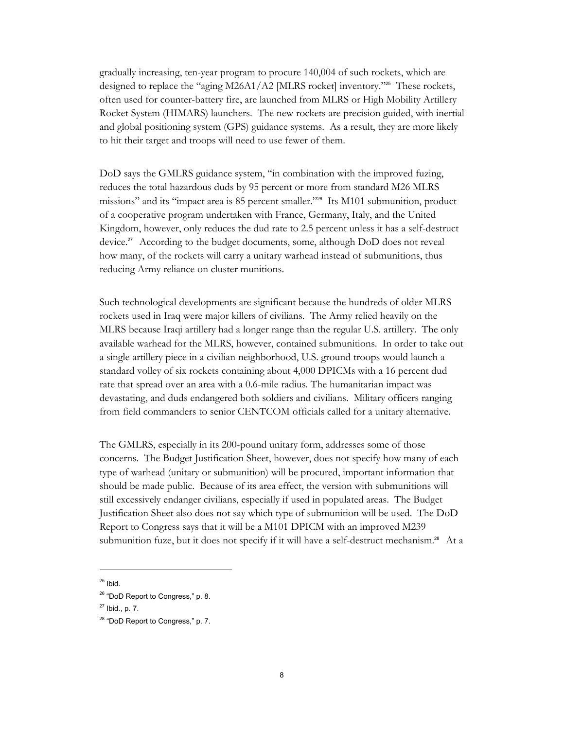gradually increasing, ten-year program to procure 140,004 of such rockets, which are designed to replace the "aging M26A1/A2 [MLRS rocket] inventory."[25] These rockets, often used for counter-battery fire, are launched from MLRS or High Mobility Artillery Rocket System (HIMARS) launchers. The new rockets are precision guided, with inertial and global positioning system (GPS) guidance systems. As a result, they are more likely to hit their target and troops will need to use fewer of them.

DoD says the GMLRS guidance system, "in combination with the improved fuzing, reduces the total hazardous duds by 95 percent or more from standard M26 MLRS missions" and its "impact area is 85 percent smaller."[26] Its M101 submunition, product of a cooperative program undertaken with France, Germany, Italy, and the United Kingdom, however, only reduces the dud rate to 2.5 percent unless it has a self-destruct device.[27] According to the budget documents, some, although DoD does not reveal how many, of the rockets will carry a unitary warhead instead of submunitions, thus reducing Army reliance on cluster munitions.

Such technological developments are significant because the hundreds of older MLRS rockets used in Iraq were major killers of civilians. The Army relied heavily on the MLRS because Iraqi artillery had a longer range than the regular U.S. artillery. The only available warhead for the MLRS, however, contained submunitions. In order to take out a single artillery piece in a civilian neighborhood, U.S. ground troops would launch a standard volley of six rockets containing about 4,000 DPICMs with a 16 percent dud rate that spread over an area with a 0.6-mile radius. The humanitarian impact was devastating, and duds endangered both soldiers and civilians. Military officers ranging from field commanders to senior CENTCOM officials called for a unitary alternative.

The GMLRS, especially in its 200-pound unitary form, addresses some of those concerns. The Budget Justification Sheet, however, does not specify how many of each type of warhead (unitary or submunition) will be procured, important information that should be made public. Because of its area effect, the version with submunitions will still excessively endanger civilians, especially if used in populated areas. The Budget Justification Sheet also does not say which type of submunition will be used. The DoD Report to Congress says that it will be a M101 DPICM with an improved M239 submunition fuze, but it does not specify if it will have a self-destruct mechanism.[28] At a

---

[25] Ibid.

[26] "DoD Report to Congress," p. 8.

[27] Ibid., p. 7.

[28] "DoD Report to Congress," p. 7.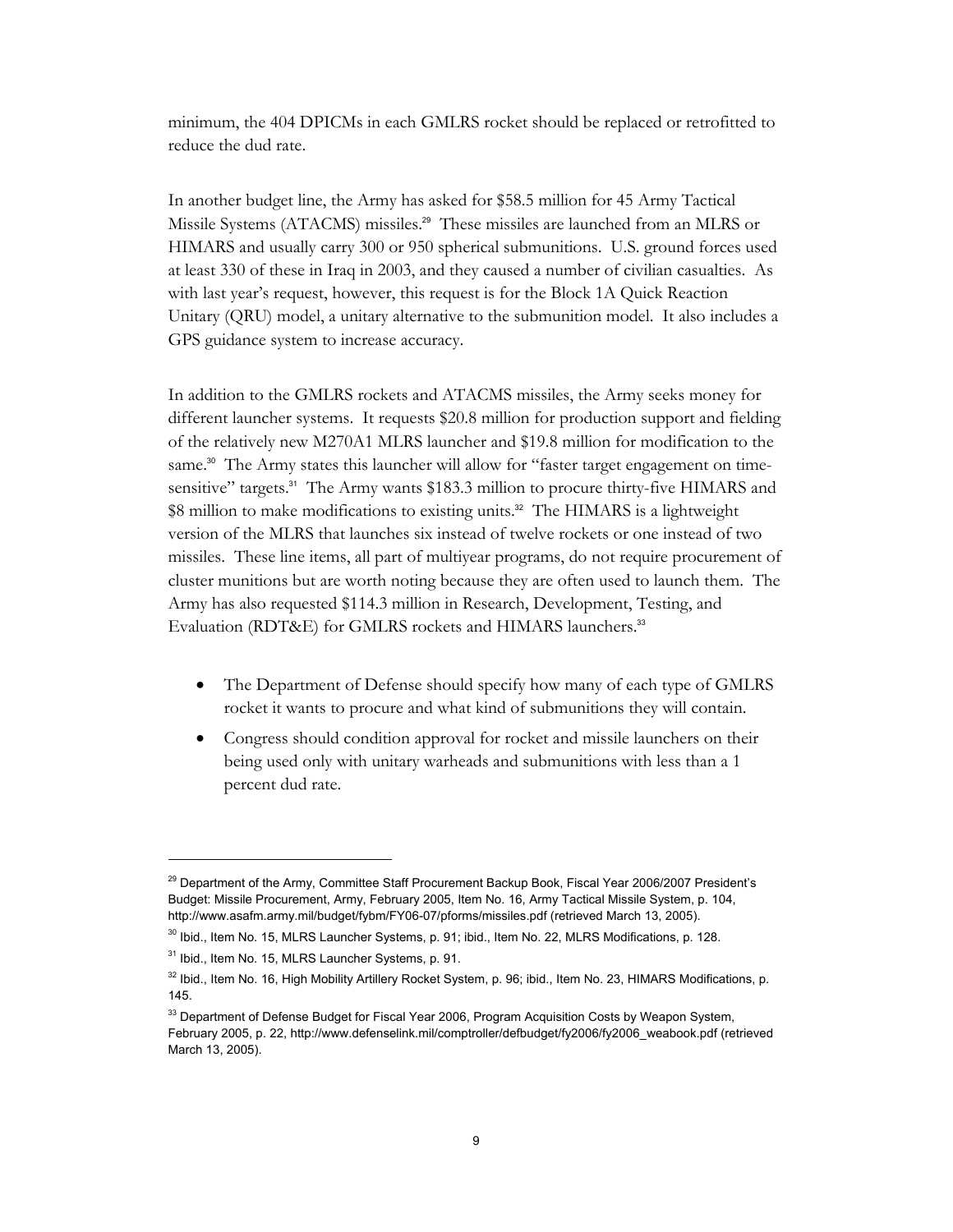minimum, the 404 DPICMs in each GMLRS rocket should be replaced or retrofitted to reduce the dud rate.

In another budget line, the Army has asked for $58.5 million for 45 Army Tactical Missile Systems (ATACMS) missiles.[29] These missiles are launched from an MLRS or HIMARS and usually carry 300 or 950 spherical submunitions. U.S. ground forces used at least 330 of these in Iraq in 2003, and they caused a number of civilian casualties. As with last year's request, however, this request is for the Block 1A Quick Reaction Unitary (QRU) model, a unitary alternative to the submunition model. It also includes a GPS guidance system to increase accuracy.

In addition to the GMLRS rockets and ATACMS missiles, the Army seeks money for different launcher systems. It requests $20.8 million for production support and fielding of the relatively new M270A1 MLRS launcher and $19.8 million for modification to the same.[30] The Army states this launcher will allow for "faster target engagement on time-sensitive" targets.[31] The Army wants $183.3 million to procure thirty-five HIMARS and $8 million to make modifications to existing units.[32] The HIMARS is a lightweight version of the MLRS that launches six instead of twelve rockets or one instead of two missiles. These line items, all part of multiyear programs, do not require procurement of cluster munitions but are worth noting because they are often used to launch them. The Army has also requested $114.3 million in Research, Development, Testing, and Evaluation (RDT&E) for GMLRS rockets and HIMARS launchers.[33]

- The Department of Defense should specify how many of each type of GMLRS rocket it wants to procure and what kind of submunitions they will contain.
- Congress should condition approval for rocket and missile launchers on their being used only with unitary warheads and submunitions with less than a 1 percent dud rate.

---

[29] Department of the Army, Committee Staff Procurement Backup Book, Fiscal Year 2006/2007 President's Budget: Missile Procurement, Army, February 2005, Item No. 16, Army Tactical Missile System, p. 104, http://www.asafm.army.mil/budget/fybm/FY06-07/pforms/missiles.pdf (retrieved March 13, 2005).

[30] Ibid., Item No. 15, MLRS Launcher Systems, p. 91; ibid., Item No. 22, MLRS Modifications, p. 128.

[31] Ibid., Item No. 15, MLRS Launcher Systems, p. 91.

[32] Ibid., Item No. 16, High Mobility Artillery Rocket System, p. 96; ibid., Item No. 23, HIMARS Modifications, p. 145.

[33] Department of Defense Budget for Fiscal Year 2006, Program Acquisition Costs by Weapon System, February 2005, p. 22, http://www.defenselink.mil/comptroller/defbudget/fy2006/fy2006_weabook.pdf (retrieved March 13, 2005).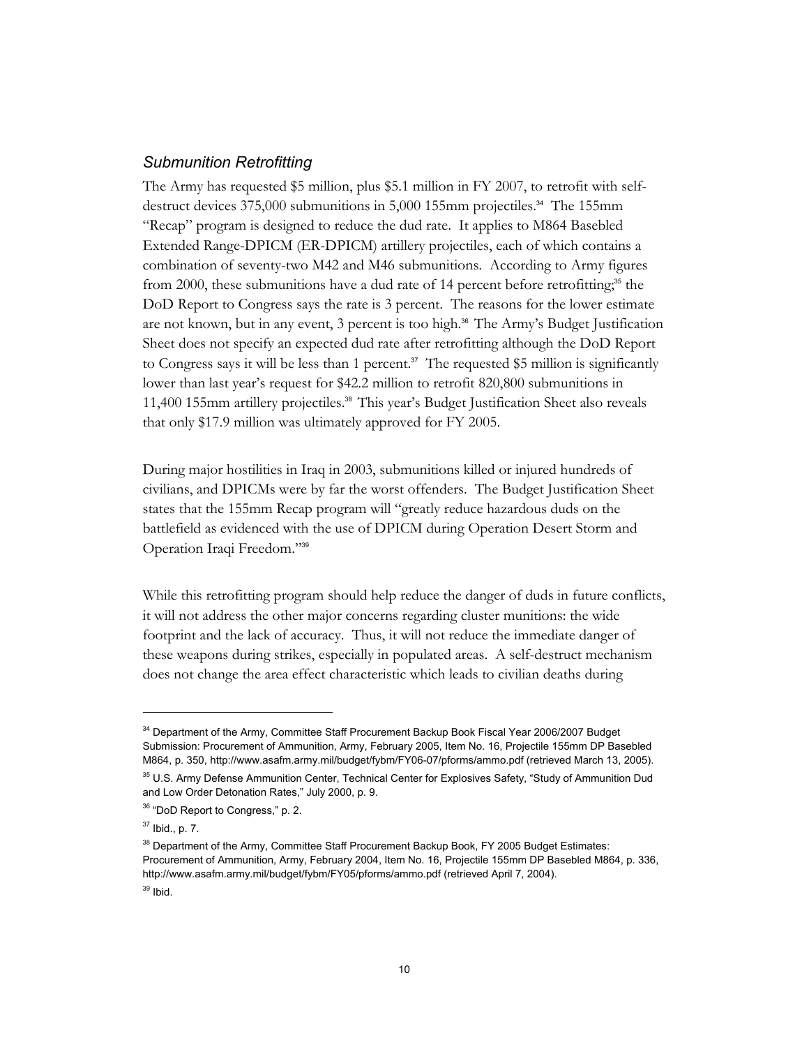### *Submunition Retrofitting*

The Army has requested \$5 million, plus \$5.1 million in FY 2007, to retrofit with self-destruct devices 375,000 submunitions in 5,000 155mm projectiles.[34] The 155mm "Recap" program is designed to reduce the dud rate. It applies to M864 Basebled Extended Range-DPICM (ER-DPICM) artillery projectiles, each of which contains a combination of seventy-two M42 and M46 submunitions. According to Army figures from 2000, these submunitions have a dud rate of 14 percent before retrofitting;[35] the DoD Report to Congress says the rate is 3 percent. The reasons for the lower estimate are not known, but in any event, 3 percent is too high.[36] The Army's Budget Justification Sheet does not specify an expected dud rate after retrofitting although the DoD Report to Congress says it will be less than 1 percent.[37] The requested \$5 million is significantly lower than last year's request for \$42.2 million to retrofit 820,800 submunitions in 11,400 155mm artillery projectiles.[38] This year's Budget Justification Sheet also reveals that only \$17.9 million was ultimately approved for FY 2005.

During major hostilities in Iraq in 2003, submunitions killed or injured hundreds of civilians, and DPICMs were by far the worst offenders. The Budget Justification Sheet states that the 155mm Recap program will "greatly reduce hazardous duds on the battlefield as evidenced with the use of DPICM during Operation Desert Storm and Operation Iraqi Freedom."[39]

While this retrofitting program should help reduce the danger of duds in future conflicts, it will not address the other major concerns regarding cluster munitions: the wide footprint and the lack of accuracy. Thus, it will not reduce the immediate danger of these weapons during strikes, especially in populated areas. A self-destruct mechanism does not change the area effect characteristic which leads to civilian deaths during

---

[34] Department of the Army, Committee Staff Procurement Backup Book Fiscal Year 2006/2007 Budget Submission: Procurement of Ammunition, Army, February 2005, Item No. 16, Projectile 155mm DP Basebled M864, p. 350, http://www.asafm.army.mil/budget/fybm/FY06-07/pforms/ammo.pdf (retrieved March 13, 2005).

[35] U.S. Army Defense Ammunition Center, Technical Center for Explosives Safety, "Study of Ammunition Dud and Low Order Detonation Rates," July 2000, p. 9.

[36] "DoD Report to Congress," p. 2.

[37] Ibid., p. 7.

[38] Department of the Army, Committee Staff Procurement Backup Book, FY 2005 Budget Estimates: Procurement of Ammunition, Army, February 2004, Item No. 16, Projectile 155mm DP Basebled M864, p. 336, http://www.asafm.army.mil/budget/fybm/FY05/pforms/ammo.pdf (retrieved April 7, 2004).

[39] Ibid.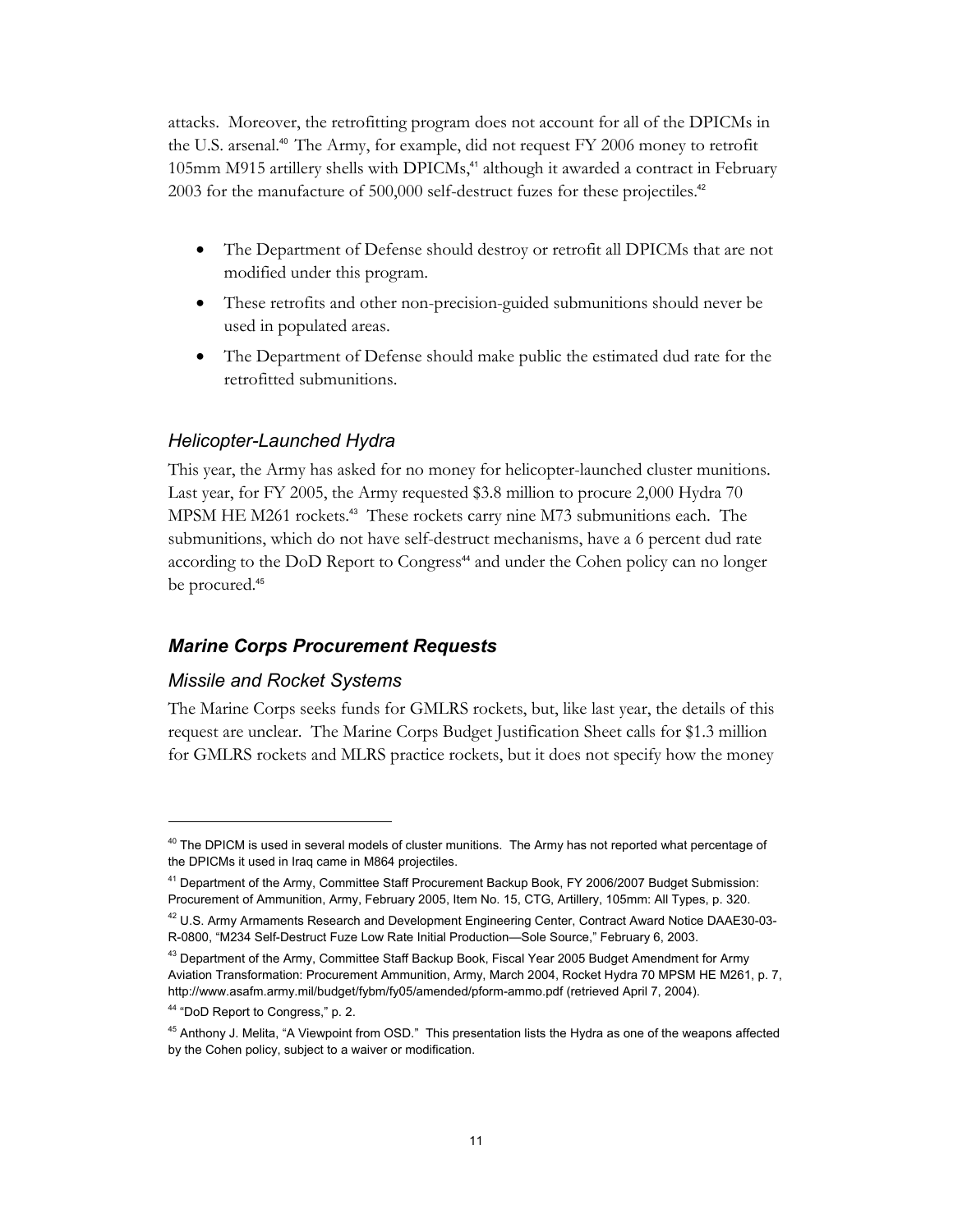attacks. Moreover, the retrofitting program does not account for all of the DPICMs in the U.S. arsenal.[40] The Army, for example, did not request FY 2006 money to retrofit 105mm M915 artillery shells with DPICMs,[41] although it awarded a contract in February 2003 for the manufacture of 500,000 self-destruct fuzes for these projectiles.[42]

- The Department of Defense should destroy or retrofit all DPICMs that are not modified under this program.
- These retrofits and other non-precision-guided submunitions should never be used in populated areas.
- The Department of Defense should make public the estimated dud rate for the retrofitted submunitions.

### *Helicopter-Launched Hydra*

This year, the Army has asked for no money for helicopter-launched cluster munitions. Last year, for FY 2005, the Army requested $3.8 million to procure 2,000 Hydra 70 MPSM HE M261 rockets.[43] These rockets carry nine M73 submunitions each. The submunitions, which do not have self-destruct mechanisms, have a 6 percent dud rate according to the DoD Report to Congress[44] and under the Cohen policy can no longer be procured.[45]

## ***Marine Corps Procurement Requests***

### *Missile and Rocket Systems*

The Marine Corps seeks funds for GMLRS rockets, but, like last year, the details of this request are unclear. The Marine Corps Budget Justification Sheet calls for $1.3 million for GMLRS rockets and MLRS practice rockets, but it does not specify how the money

---

[40] The DPICM is used in several models of cluster munitions. The Army has not reported what percentage of the DPICMs it used in Iraq came in M864 projectiles.

[41] Department of the Army, Committee Staff Procurement Backup Book, FY 2006/2007 Budget Submission: Procurement of Ammunition, Army, February 2005, Item No. 15, CTG, Artillery, 105mm: All Types, p. 320.

[42] U.S. Army Armaments Research and Development Engineering Center, Contract Award Notice DAAE30-03-R-0800, "M234 Self-Destruct Fuze Low Rate Initial Production—Sole Source," February 6, 2003.

[43] Department of the Army, Committee Staff Backup Book, Fiscal Year 2005 Budget Amendment for Army Aviation Transformation: Procurement Ammunition, Army, March 2004, Rocket Hydra 70 MPSM HE M261, p. 7, http://www.asafm.army.mil/budget/fybm/fy05/amended/pform-ammo.pdf (retrieved April 7, 2004).

[44] "DoD Report to Congress," p. 2.

[45] Anthony J. Melita, "A Viewpoint from OSD." This presentation lists the Hydra as one of the weapons affected by the Cohen policy, subject to a waiver or modification.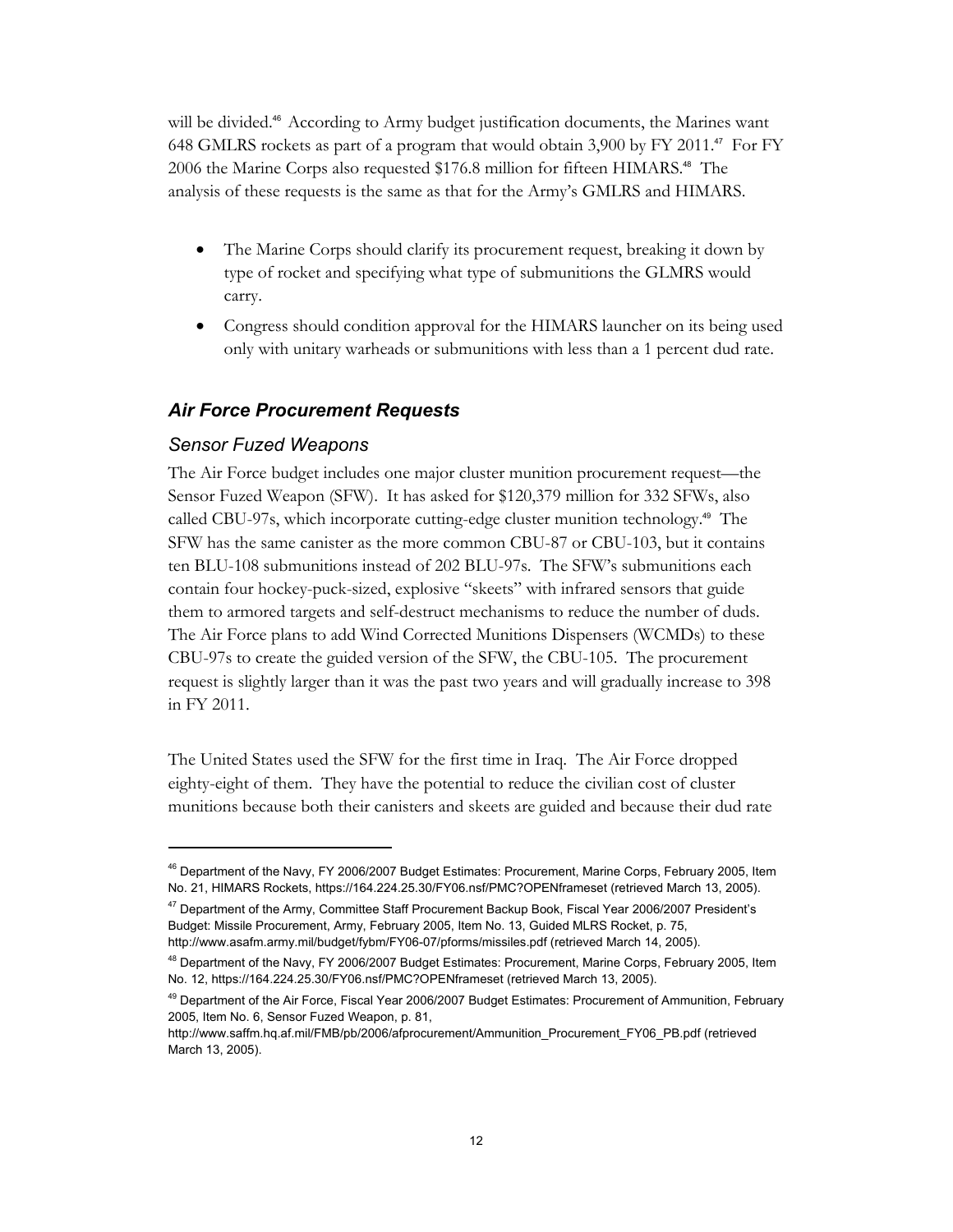will be divided.[46] According to Army budget justification documents, the Marines want 648 GMLRS rockets as part of a program that would obtain 3,900 by FY 2011.[47] For FY 2006 the Marine Corps also requested $176.8 million for fifteen HIMARS.[48] The analysis of these requests is the same as that for the Army's GMLRS and HIMARS.

- The Marine Corps should clarify its procurement request, breaking it down by type of rocket and specifying what type of submunitions the GLMRS would carry.
- Congress should condition approval for the HIMARS launcher on its being used only with unitary warheads or submunitions with less than a 1 percent dud rate.

## *Air Force Procurement Requests*

### *Sensor Fuzed Weapons*

The Air Force budget includes one major cluster munition procurement request—the Sensor Fuzed Weapon (SFW). It has asked for $120,379 million for 332 SFWs, also called CBU-97s, which incorporate cutting-edge cluster munition technology.[49] The SFW has the same canister as the more common CBU-87 or CBU-103, but it contains ten BLU-108 submunitions instead of 202 BLU-97s. The SFW's submunitions each contain four hockey-puck-sized, explosive "skeets" with infrared sensors that guide them to armored targets and self-destruct mechanisms to reduce the number of duds. The Air Force plans to add Wind Corrected Munitions Dispensers (WCMDs) to these CBU-97s to create the guided version of the SFW, the CBU-105. The procurement request is slightly larger than it was the past two years and will gradually increase to 398 in FY 2011.

The United States used the SFW for the first time in Iraq. The Air Force dropped eighty-eight of them. They have the potential to reduce the civilian cost of cluster munitions because both their canisters and skeets are guided and because their dud rate

---

[46] Department of the Navy, FY 2006/2007 Budget Estimates: Procurement, Marine Corps, February 2005, Item No. 21, HIMARS Rockets, https://164.224.25.30/FY06.nsf/PMC?OPENframeset (retrieved March 13, 2005).

[47] Department of the Army, Committee Staff Procurement Backup Book, Fiscal Year 2006/2007 President's Budget: Missile Procurement, Army, February 2005, Item No. 13, Guided MLRS Rocket, p. 75, http://www.asafm.army.mil/budget/fybm/FY06-07/pforms/missiles.pdf (retrieved March 14, 2005).

[48] Department of the Navy, FY 2006/2007 Budget Estimates: Procurement, Marine Corps, February 2005, Item No. 12, https://164.224.25.30/FY06.nsf/PMC?OPENframeset (retrieved March 13, 2005).

[49] Department of the Air Force, Fiscal Year 2006/2007 Budget Estimates: Procurement of Ammunition, February 2005, Item No. 6, Sensor Fuzed Weapon, p. 81, http://www.saffm.hq.af.mil/FMB/pb/2006/afprocurement/Ammunition_Procurement_FY06_PB.pdf (retrieved March 13, 2005).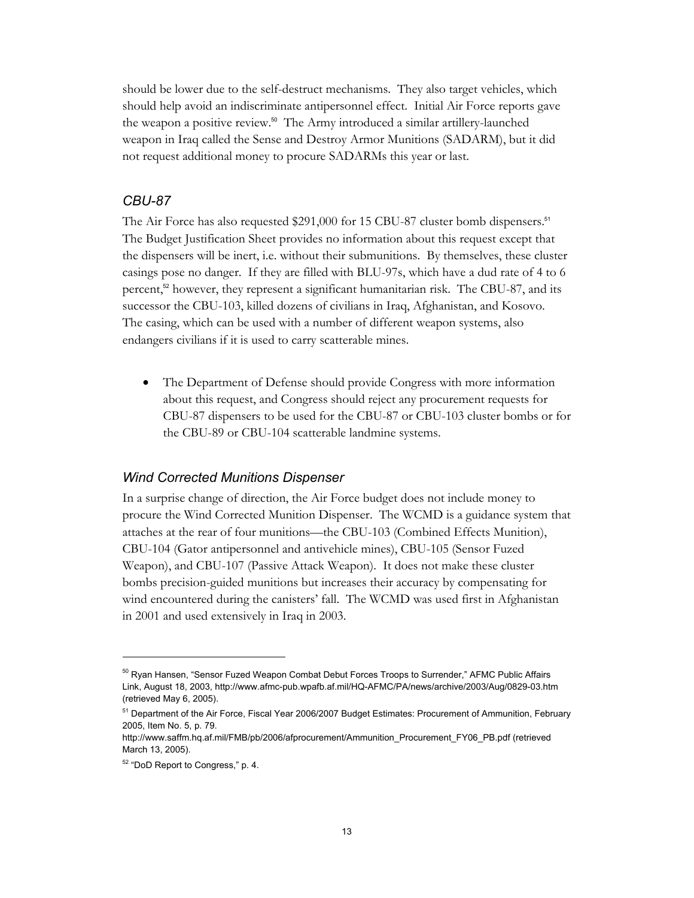should be lower due to the self-destruct mechanisms. They also target vehicles, which should help avoid an indiscriminate antipersonnel effect. Initial Air Force reports gave the weapon a positive review.[50] The Army introduced a similar artillery-launched weapon in Iraq called the Sense and Destroy Armor Munitions (SADARM), but it did not request additional money to procure SADARMs this year or last.

### *CBU-87*

The Air Force has also requested $291,000 for 15 CBU-87 cluster bomb dispensers.[51] The Budget Justification Sheet provides no information about this request except that the dispensers will be inert, i.e. without their submunitions. By themselves, these cluster casings pose no danger. If they are filled with BLU-97s, which have a dud rate of 4 to 6 percent,[52] however, they represent a significant humanitarian risk. The CBU-87, and its successor the CBU-103, killed dozens of civilians in Iraq, Afghanistan, and Kosovo. The casing, which can be used with a number of different weapon systems, also endangers civilians if it is used to carry scatterable mines.

- The Department of Defense should provide Congress with more information about this request, and Congress should reject any procurement requests for CBU-87 dispensers to be used for the CBU-87 or CBU-103 cluster bombs or for the CBU-89 or CBU-104 scatterable landmine systems.

### *Wind Corrected Munitions Dispenser*

In a surprise change of direction, the Air Force budget does not include money to procure the Wind Corrected Munition Dispenser. The WCMD is a guidance system that attaches at the rear of four munitions—the CBU-103 (Combined Effects Munition), CBU-104 (Gator antipersonnel and antivehicle mines), CBU-105 (Sensor Fuzed Weapon), and CBU-107 (Passive Attack Weapon). It does not make these cluster bombs precision-guided munitions but increases their accuracy by compensating for wind encountered during the canisters' fall. The WCMD was used first in Afghanistan in 2001 and used extensively in Iraq in 2003.

---

[50] Ryan Hansen, "Sensor Fuzed Weapon Combat Debut Forces Troops to Surrender," AFMC Public Affairs Link, August 18, 2003, http://www.afmc-pub.wpafb.af.mil/HQ-AFMC/PA/news/archive/2003/Aug/0829-03.htm (retrieved May 6, 2005).

[51] Department of the Air Force, Fiscal Year 2006/2007 Budget Estimates: Procurement of Ammunition, February 2005, Item No. 5, p. 79. http://www.saffm.hq.af.mil/FMB/pb/2006/afprocurement/Ammunition_Procurement_FY06_PB.pdf (retrieved March 13, 2005).

[52] "DoD Report to Congress," p. 4.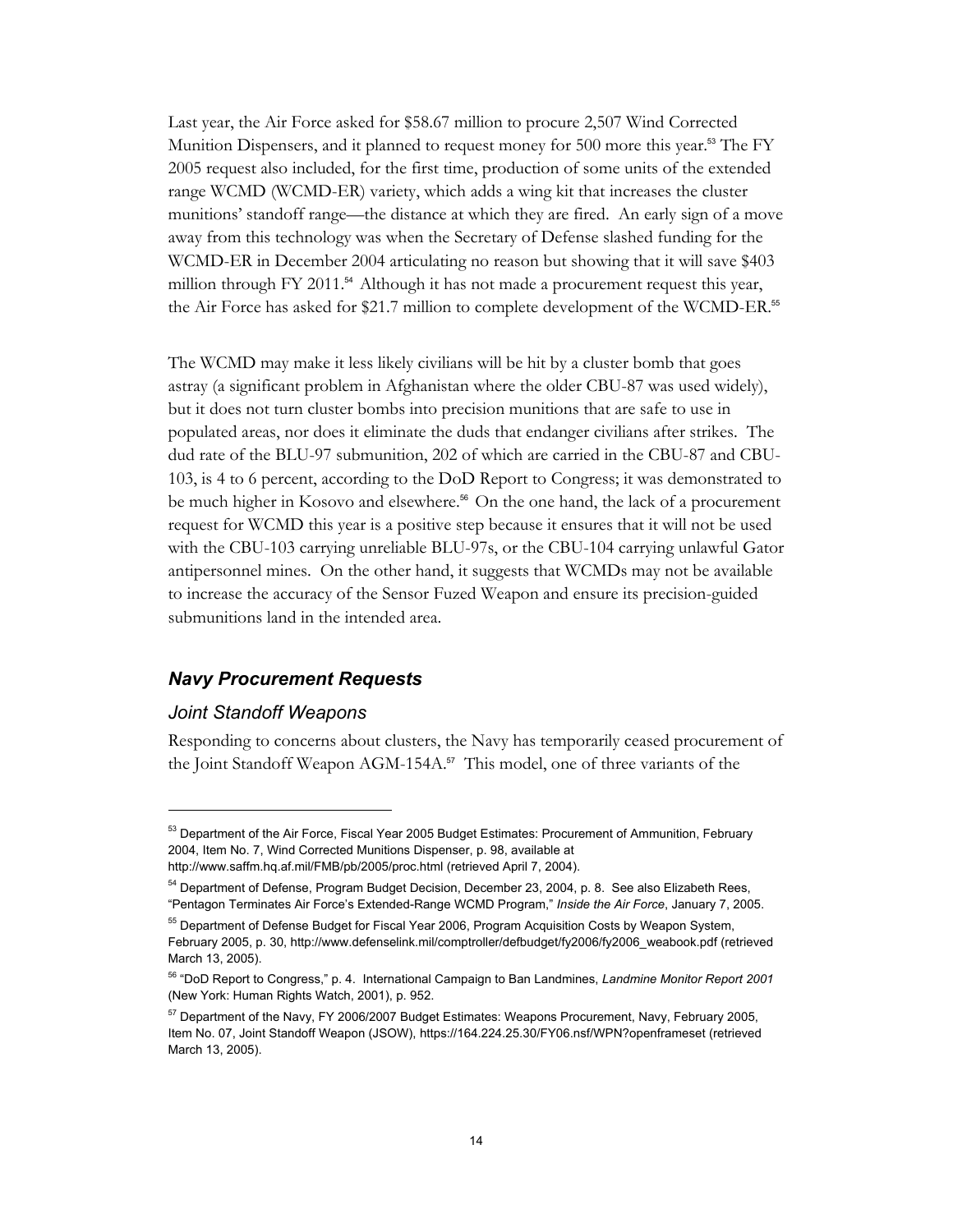Last year, the Air Force asked for $58.67 million to procure 2,507 Wind Corrected Munition Dispensers, and it planned to request money for 500 more this year.[53] The FY 2005 request also included, for the first time, production of some units of the extended range WCMD (WCMD-ER) variety, which adds a wing kit that increases the cluster munitions' standoff range—the distance at which they are fired. An early sign of a move away from this technology was when the Secretary of Defense slashed funding for the WCMD-ER in December 2004 articulating no reason but showing that it will save $403 million through FY 2011.[54] Although it has not made a procurement request this year, the Air Force has asked for $21.7 million to complete development of the WCMD-ER.[55]

The WCMD may make it less likely civilians will be hit by a cluster bomb that goes astray (a significant problem in Afghanistan where the older CBU-87 was used widely), but it does not turn cluster bombs into precision munitions that are safe to use in populated areas, nor does it eliminate the duds that endanger civilians after strikes. The dud rate of the BLU-97 submunition, 202 of which are carried in the CBU-87 and CBU-103, is 4 to 6 percent, according to the DoD Report to Congress; it was demonstrated to be much higher in Kosovo and elsewhere.[56] On the one hand, the lack of a procurement request for WCMD this year is a positive step because it ensures that it will not be used with the CBU-103 carrying unreliable BLU-97s, or the CBU-104 carrying unlawful Gator antipersonnel mines. On the other hand, it suggests that WCMDs may not be available to increase the accuracy of the Sensor Fuzed Weapon and ensure its precision-guided submunitions land in the intended area.

## *Navy Procurement Requests*

### *Joint Standoff Weapons*

Responding to concerns about clusters, the Navy has temporarily ceased procurement of the Joint Standoff Weapon AGM-154A.[57] This model, one of three variants of the

---

[53] Department of the Air Force, Fiscal Year 2005 Budget Estimates: Procurement of Ammunition, February 2004, Item No. 7, Wind Corrected Munitions Dispenser, p. 98, available at http://www.saffm.hq.af.mil/FMB/pb/2005/proc.html (retrieved April 7, 2004).

[54] Department of Defense, Program Budget Decision, December 23, 2004, p. 8. See also Elizabeth Rees, "Pentagon Terminates Air Force's Extended-Range WCMD Program," *Inside the Air Force*, January 7, 2005.

[55] Department of Defense Budget for Fiscal Year 2006, Program Acquisition Costs by Weapon System, February 2005, p. 30, http://www.defenselink.mil/comptroller/defbudget/fy2006/fy2006_weabook.pdf (retrieved March 13, 2005).

[56] "DoD Report to Congress," p. 4. International Campaign to Ban Landmines, *Landmine Monitor Report 2001* (New York: Human Rights Watch, 2001), p. 952.

[57] Department of the Navy, FY 2006/2007 Budget Estimates: Weapons Procurement, Navy, February 2005, Item No. 07, Joint Standoff Weapon (JSOW), https://164.224.25.30/FY06.nsf/WPN?openframeset (retrieved March 13, 2005).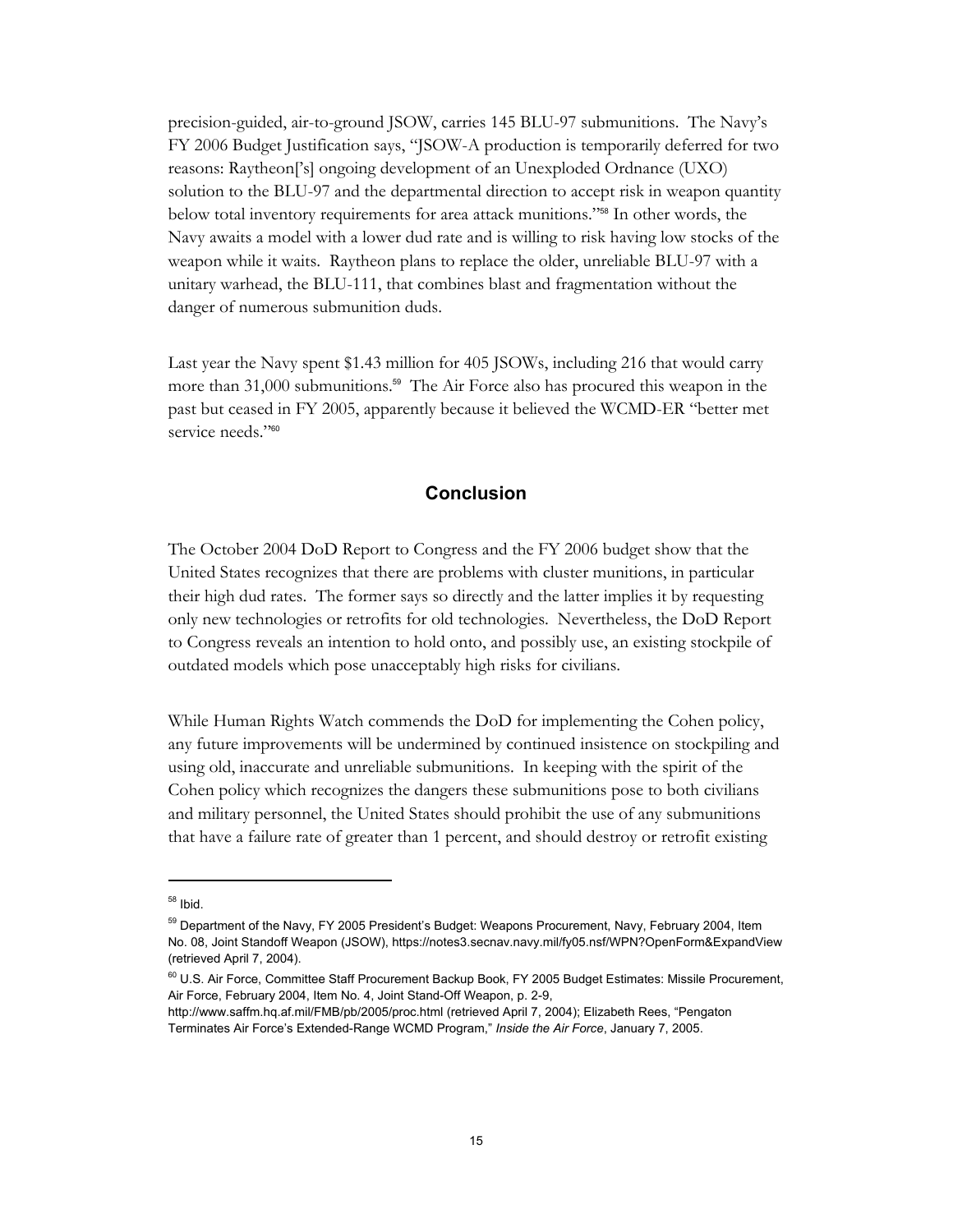precision-guided, air-to-ground JSOW, carries 145 BLU-97 submunitions. The Navy's FY 2006 Budget Justification says, "JSOW-A production is temporarily deferred for two reasons: Raytheon['s] ongoing development of an Unexploded Ordnance (UXO) solution to the BLU-97 and the departmental direction to accept risk in weapon quantity below total inventory requirements for area attack munitions."[58] In other words, the Navy awaits a model with a lower dud rate and is willing to risk having low stocks of the weapon while it waits. Raytheon plans to replace the older, unreliable BLU-97 with a unitary warhead, the BLU-111, that combines blast and fragmentation without the danger of numerous submunition duds.

Last year the Navy spent $1.43 million for 405 JSOWs, including 216 that would carry more than 31,000 submunitions.[59] The Air Force also has procured this weapon in the past but ceased in FY 2005, apparently because it believed the WCMD-ER "better met service needs."[60]

## Conclusion

The October 2004 DoD Report to Congress and the FY 2006 budget show that the United States recognizes that there are problems with cluster munitions, in particular their high dud rates. The former says so directly and the latter implies it by requesting only new technologies or retrofits for old technologies. Nevertheless, the DoD Report to Congress reveals an intention to hold onto, and possibly use, an existing stockpile of outdated models which pose unacceptably high risks for civilians.

While Human Rights Watch commends the DoD for implementing the Cohen policy, any future improvements will be undermined by continued insistence on stockpiling and using old, inaccurate and unreliable submunitions. In keeping with the spirit of the Cohen policy which recognizes the dangers these submunitions pose to both civilians and military personnel, the United States should prohibit the use of any submunitions that have a failure rate of greater than 1 percent, and should destroy or retrofit existing

---

[58] Ibid.

[59] Department of the Navy, FY 2005 President's Budget: Weapons Procurement, Navy, February 2004, Item No. 08, Joint Standoff Weapon (JSOW), https://notes3.secnav.navy.mil/fy05.nsf/WPN?OpenForm&ExpandView (retrieved April 7, 2004).

[60] U.S. Air Force, Committee Staff Procurement Backup Book, FY 2005 Budget Estimates: Missile Procurement, Air Force, February 2004, Item No. 4, Joint Stand-Off Weapon, p. 2-9, http://www.saffm.hq.af.mil/FMB/pb/2005/proc.html (retrieved April 7, 2004); Elizabeth Rees, "Pengaton Terminates Air Force's Extended-Range WCMD Program," *Inside the Air Force*, January 7, 2005.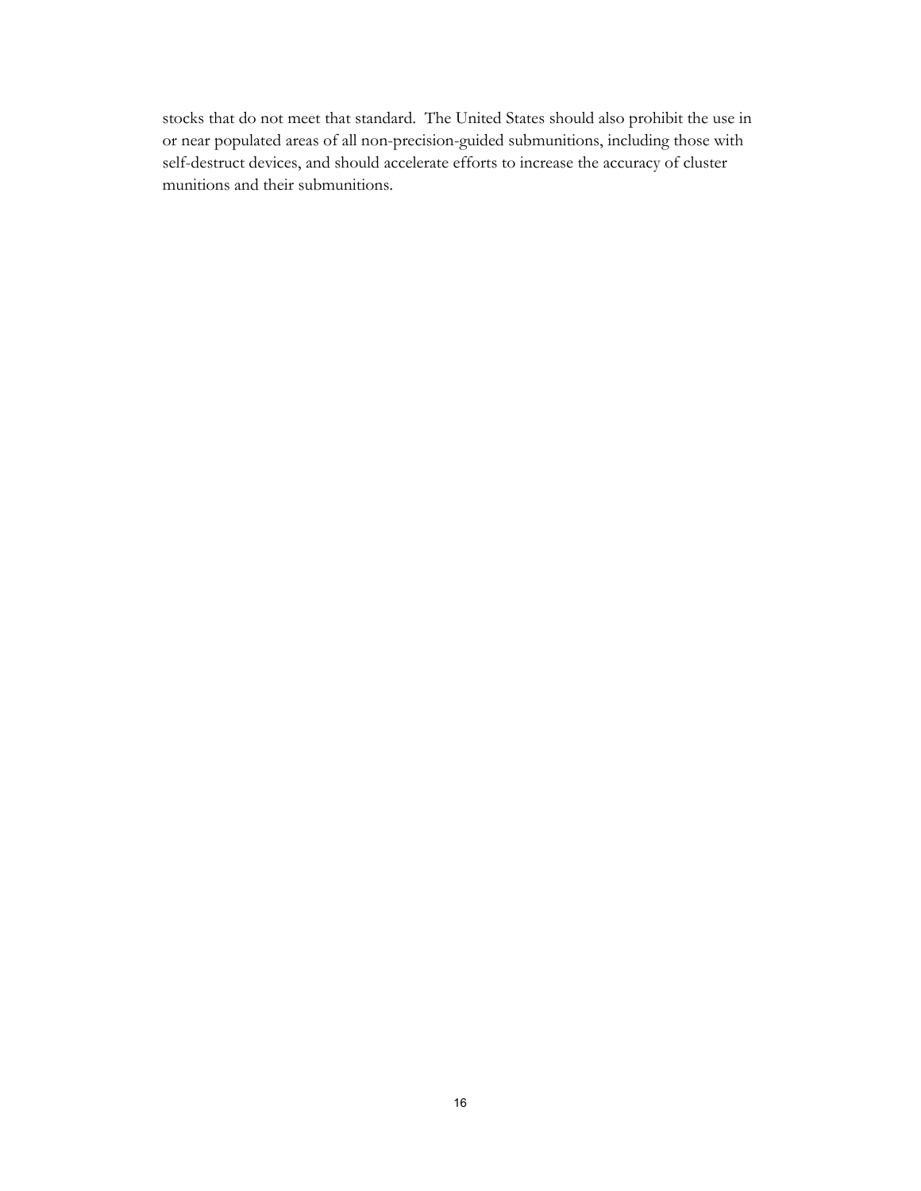stocks that do not meet that standard. The United States should also prohibit the use in or near populated areas of all non-precision-guided submunitions, including those with self-destruct devices, and should accelerate efforts to increase the accuracy of cluster munitions and their submunitions.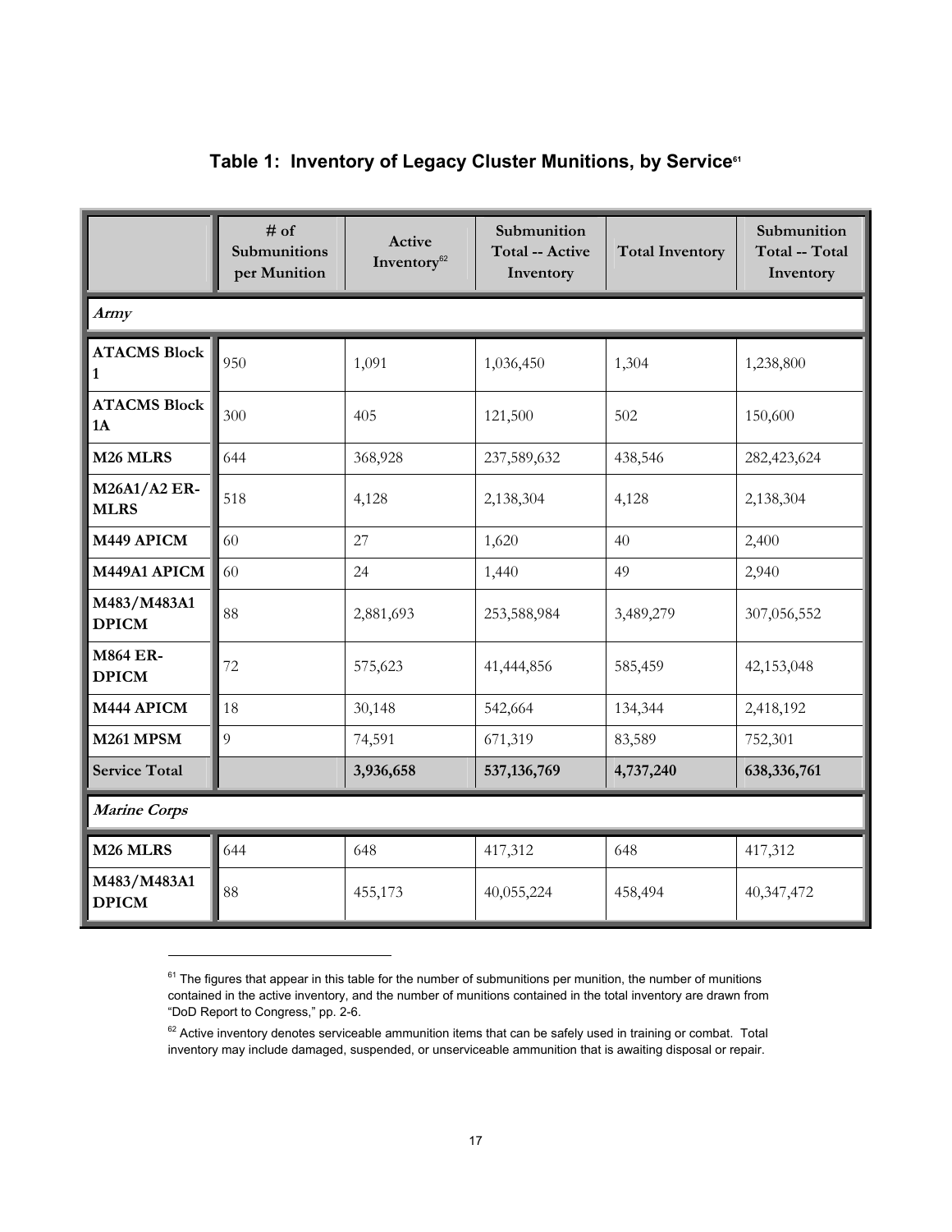## Table 1: Inventory of Legacy Cluster Munitions, by Service[61]

| | # of Submunitions per Munition | Active Inventory[62] | Submunition Total -- Active Inventory | Total Inventory | Submunition Total -- Total Inventory |
|---|---|---|---|---|---|
| ***Army*** | | | | | |
| **ATACMS Block 1** | 950 | 1,091 | 1,036,450 | 1,304 | 1,238,800 |
| **ATACMS Block 1A** | 300 | 405 | 121,500 | 502 | 150,600 |
| **M26 MLRS** | 644 | 368,928 | 237,589,632 | 438,546 | 282,423,624 |
| **M26A1/A2 ER-MLRS** | 518 | 4,128 | 2,138,304 | 4,128 | 2,138,304 |
| **M449 APICM** | 60 | 27 | 1,620 | 40 | 2,400 |
| **M449A1 APICM** | 60 | 24 | 1,440 | 49 | 2,940 |
| **M483/M483A1 DPICM** | 88 | 2,881,693 | 253,588,984 | 3,489,279 | 307,056,552 |
| **M864 ER-DPICM** | 72 | 575,623 | 41,444,856 | 585,459 | 42,153,048 |
| **M444 APICM** | 18 | 30,148 | 542,664 | 134,344 | 2,418,192 |
| **M261 MPSM** | 9 | 74,591 | 671,319 | 83,589 | 752,301 |
| **Service Total** | | **3,936,658** | **537,136,769** | **4,737,240** | **638,336,761** |
| ***Marine Corps*** | | | | | |
| **M26 MLRS** | 644 | 648 | 417,312 | 648 | 417,312 |
| **M483/M483A1 DPICM** | 88 | 455,173 | 40,055,224 | 458,494 | 40,347,472 |

[61] The figures that appear in this table for the number of submunitions per munition, the number of munitions contained in the active inventory, and the number of munitions contained in the total inventory are drawn from "DoD Report to Congress," pp. 2-6.

[62] Active inventory denotes serviceable ammunition items that can be safely used in training or combat. Total inventory may include damaged, suspended, or unserviceable ammunition that is awaiting disposal or repair.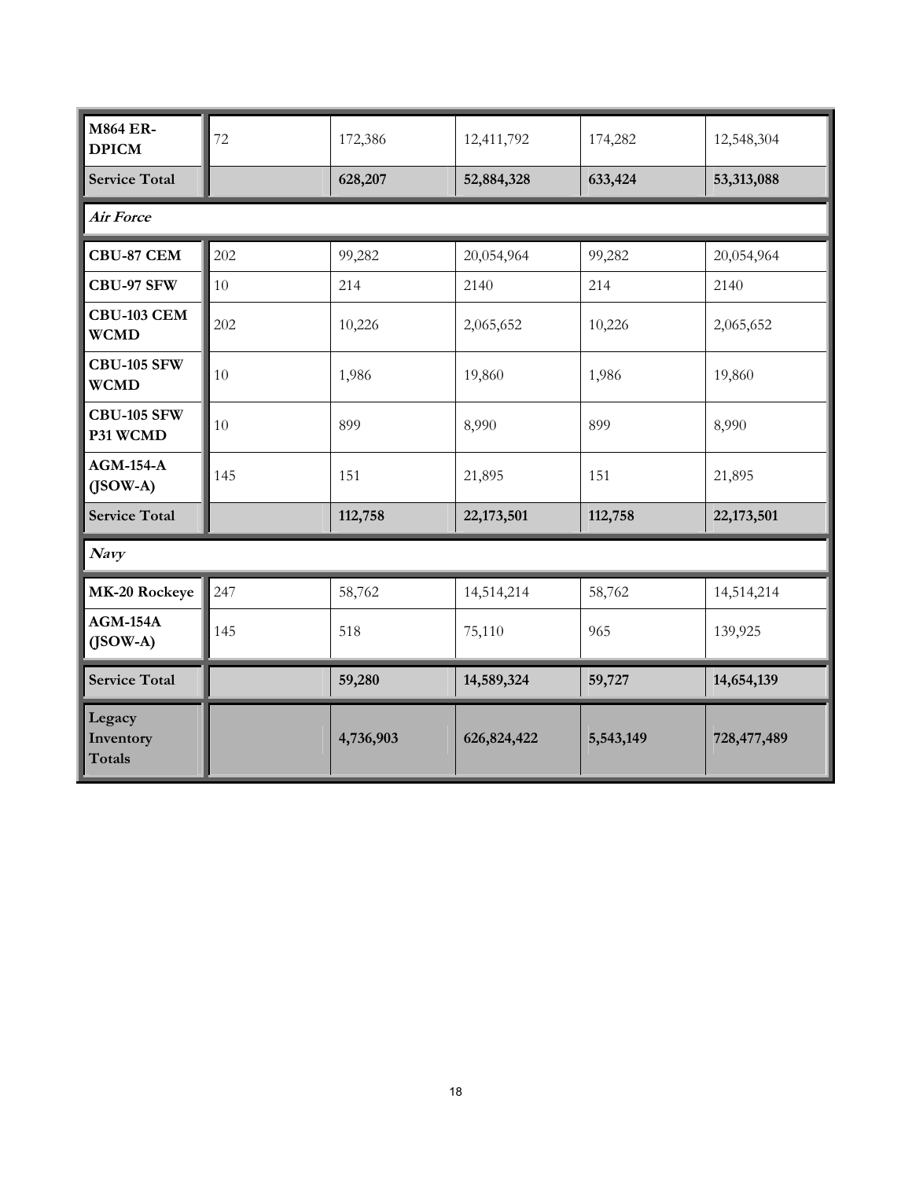| | | | | | |
|---|---|---|---|---|---|
| **M864 ER-DPICM** | 72 | 172,386 | 12,411,792 | 174,282 | 12,548,304 |
| **Service Total** | | **628,207** | **52,884,328** | **633,424** | **53,313,088** |
| ***Air Force*** | | | | | |
| **CBU-87 CEM** | 202 | 99,282 | 20,054,964 | 99,282 | 20,054,964 |
| **CBU-97 SFW** | 10 | 214 | 2140 | 214 | 2140 |
| **CBU-103 CEM WCMD** | 202 | 10,226 | 2,065,652 | 10,226 | 2,065,652 |
| **CBU-105 SFW WCMD** | 10 | 1,986 | 19,860 | 1,986 | 19,860 |
| **CBU-105 SFW P31 WCMD** | 10 | 899 | 8,990 | 899 | 8,990 |
| **AGM-154-A (JSOW-A)** | 145 | 151 | 21,895 | 151 | 21,895 |
| **Service Total** | | **112,758** | **22,173,501** | **112,758** | **22,173,501** |
| ***Navy*** | | | | | |
| **MK-20 Rockeye** | 247 | 58,762 | 14,514,214 | 58,762 | 14,514,214 |
| **AGM-154A (JSOW-A)** | 145 | 518 | 75,110 | 965 | 139,925 |
| **Service Total** | | **59,280** | **14,589,324** | **59,727** | **14,654,139** |
| **Legacy Inventory Totals** | | **4,736,903** | **626,824,422** | **5,543,149** | **728,477,489** |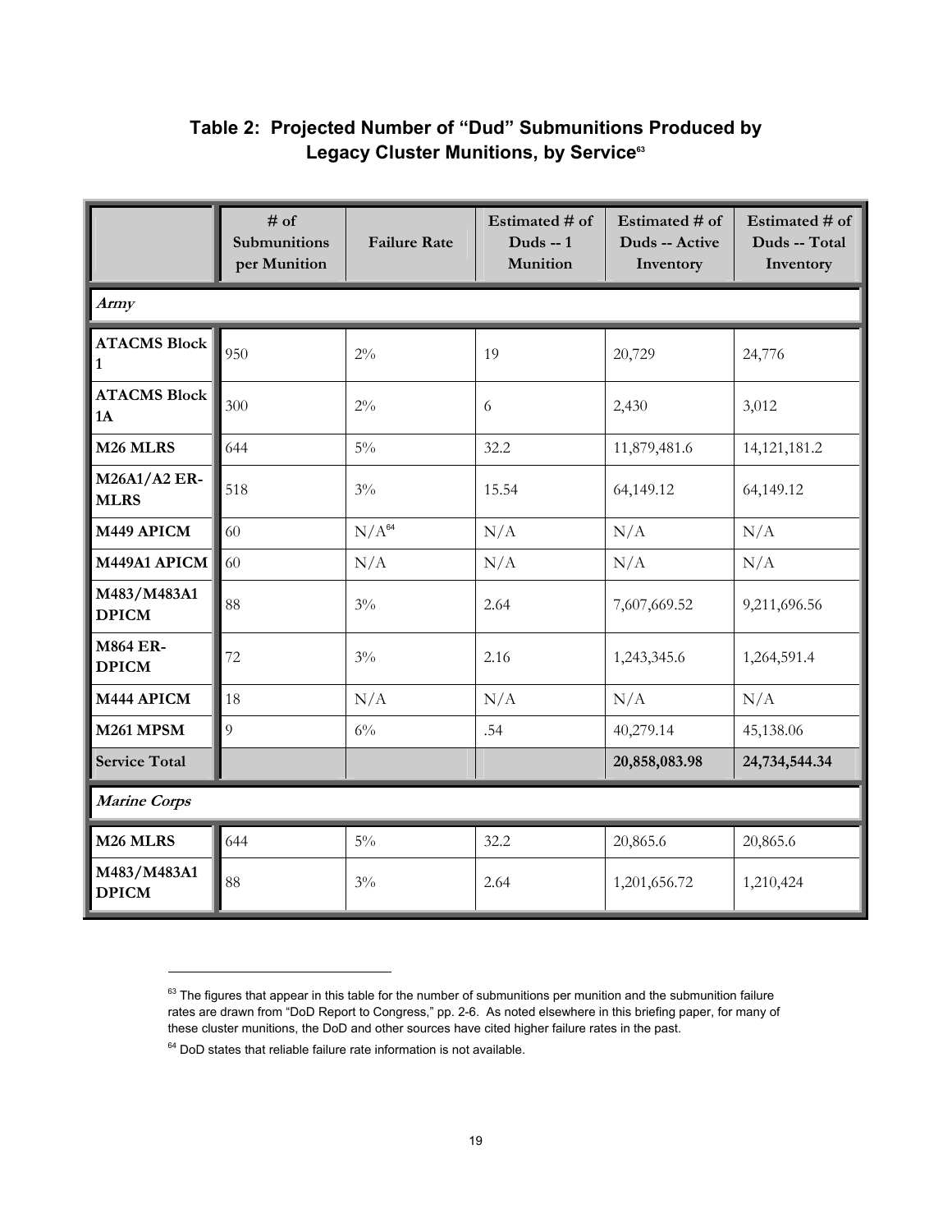## Table 2: Projected Number of "Dud" Submunitions Produced by Legacy Cluster Munitions, by Service[63]

| | # of Submunitions per Munition | Failure Rate | Estimated # of Duds -- 1 Munition | Estimated # of Duds -- Active Inventory | Estimated # of Duds -- Total Inventory |
|---|---|---|---|---|---|
| ***Army*** | | | | | |
| **ATACMS Block 1** | 950 | 2% | 19 | 20,729 | 24,776 |
| **ATACMS Block 1A** | 300 | 2% | 6 | 2,430 | 3,012 |
| **M26 MLRS** | 644 | 5% | 32.2 | 11,879,481.6 | 14,121,181.2 |
| **M26A1/A2 ER-MLRS** | 518 | 3% | 15.54 | 64,149.12 | 64,149.12 |
| **M449 APICM** | 60 | N/A[64] | N/A | N/A | N/A |
| **M449A1 APICM** | 60 | N/A | N/A | N/A | N/A |
| **M483/M483A1 DPICM** | 88 | 3% | 2.64 | 7,607,669.52 | 9,211,696.56 |
| **M864 ER-DPICM** | 72 | 3% | 2.16 | 1,243,345.6 | 1,264,591.4 |
| **M444 APICM** | 18 | N/A | N/A | N/A | N/A |
| **M261 MPSM** | 9 | 6% | .54 | 40,279.14 | 45,138.06 |
| **Service Total** | | | | **20,858,083.98** | **24,734,544.34** |
| ***Marine Corps*** | | | | | |
| **M26 MLRS** | 644 | 5% | 32.2 | 20,865.6 | 20,865.6 |
| **M483/M483A1 DPICM** | 88 | 3% | 2.64 | 1,201,656.72 | 1,210,424 |

---

[63] The figures that appear in this table for the number of submunitions per munition and the submunition failure rates are drawn from "DoD Report to Congress," pp. 2-6. As noted elsewhere in this briefing paper, for many of these cluster munitions, the DoD and other sources have cited higher failure rates in the past.

[64] DoD states that reliable failure rate information is not available.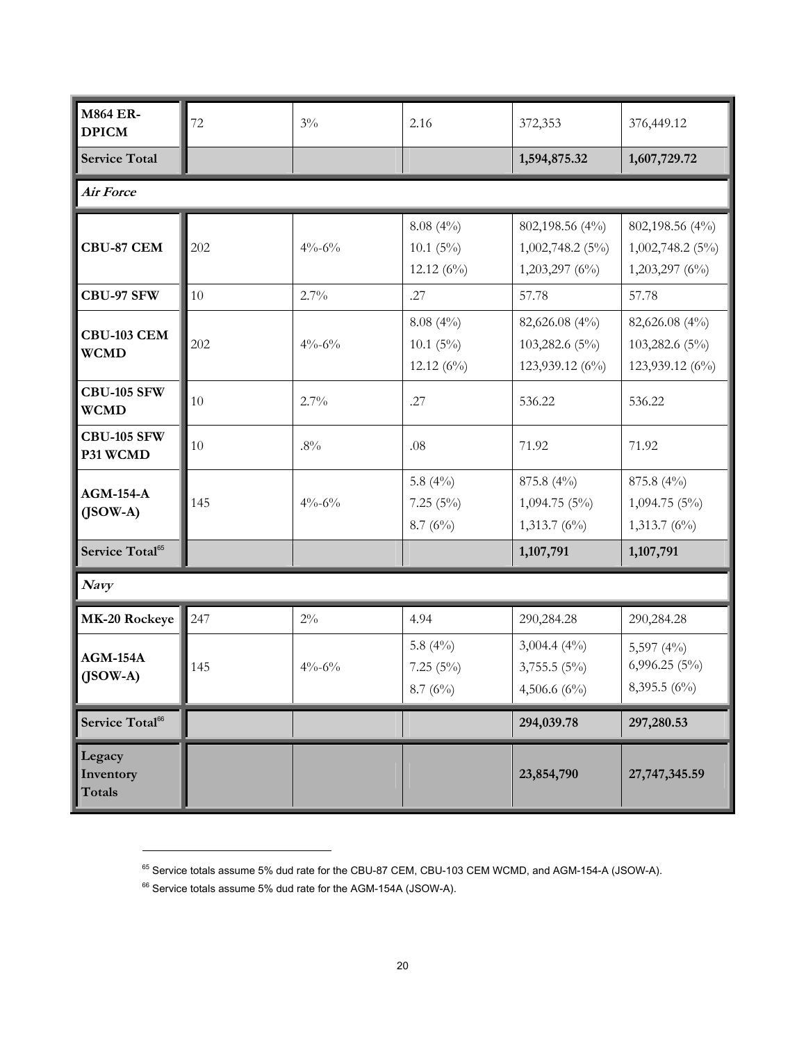| | | | | | |
|---|---|---|---|---|---|
| **M864 ER-DPICM** | 72 | 3% | 2.16 | 372,353 | 376,449.12 |
| **Service Total** | | | | **1,594,875.32** | **1,607,729.72** |
| ***Air Force*** | | | | | |
| **CBU-87 CEM** | 202 | 4%-6% | 8.08 (4%)<br>10.1 (5%)<br>12.12 (6%) | 802,198.56 (4%)<br>1,002,748.2 (5%)<br>1,203,297 (6%) | 802,198.56 (4%)<br>1,002,748.2 (5%)<br>1,203,297 (6%) |
| **CBU-97 SFW** | 10 | 2.7% | .27 | 57.78 | 57.78 |
| **CBU-103 CEM WCMD** | 202 | 4%-6% | 8.08 (4%)<br>10.1 (5%)<br>12.12 (6%) | 82,626.08 (4%)<br>103,282.6 (5%)<br>123,939.12 (6%) | 82,626.08 (4%)<br>103,282.6 (5%)<br>123,939.12 (6%) |
| **CBU-105 SFW WCMD** | 10 | 2.7% | .27 | 536.22 | 536.22 |
| **CBU-105 SFW P31 WCMD** | 10 | .8% | .08 | 71.92 | 71.92 |
| **AGM-154-A (JSOW-A)** | 145 | 4%-6% | 5.8 (4%)<br>7.25 (5%)<br>8.7 (6%) | 875.8 (4%)<br>1,094.75 (5%)<br>1,313.7 (6%) | 875.8 (4%)<br>1,094.75 (5%)<br>1,313.7 (6%) |
| **Service Total**[65] | | | | **1,107,791** | **1,107,791** |
| ***Navy*** | | | | | |
| **MK-20 Rockeye** | 247 | 2% | 4.94 | 290,284.28 | 290,284.28 |
| **AGM-154A (JSOW-A)** | 145 | 4%-6% | 5.8 (4%)<br>7.25 (5%)<br>8.7 (6%) | 3,004.4 (4%)<br>3,755.5 (5%)<br>4,506.6 (6%) | 5,597 (4%)<br>6,996.25 (5%)<br>8,395.5 (6%) |
| **Service Total**[66] | | | | **294,039.78** | **297,280.53** |
| **Legacy Inventory Totals** | | | | **23,854,790** | **27,747,345.59** |

[65] Service totals assume 5% dud rate for the CBU-87 CEM, CBU-103 CEM WCMD, and AGM-154-A (JSOW-A).

[66] Service totals assume 5% dud rate for the AGM-154A (JSOW-A).